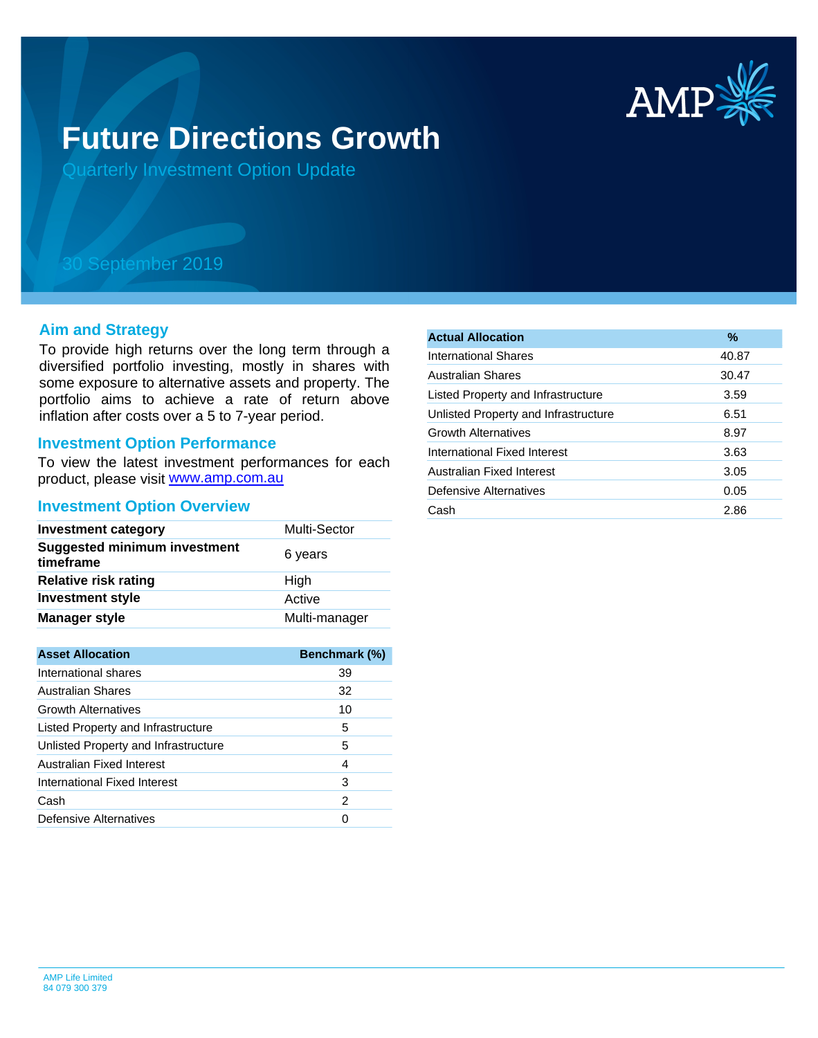# Future Directions Growth

Quarterly Investment Option Update

30 September 2019

## Aim and Strategy

To provide high returns over the long term through a diversified portfolio investing, mostly in shares with some exposure to alternative assets and property. The portfolio aims to achieve a rate of return above inflation after costs over a 5 to 7-year period.

## Investment Option Performance

To view the latest investment performances for each product, please visit www.amp.com.au

## Investment Option Overview

| | |
|---|---|
| **Investment category** | Multi-Sector |
| **Suggested minimum investment timeframe** | 6 years |
| **Relative risk rating** | High |
| **Investment style** | Active |
| **Manager style** | Multi-manager |

| Asset Allocation | Benchmark (%) |
|---|---|
| International shares | 39 |
| Australian Shares | 32 |
| Growth Alternatives | 10 |
| Listed Property and Infrastructure | 5 |
| Unlisted Property and Infrastructure | 5 |
| Australian Fixed Interest | 4 |
| International Fixed Interest | 3 |
| Cash | 2 |
| Defensive Alternatives | 0 |

| Actual Allocation | % |
|---|---|
| International Shares | 40.87 |
| Australian Shares | 30.47 |
| Listed Property and Infrastructure | 3.59 |
| Unlisted Property and Infrastructure | 6.51 |
| Growth Alternatives | 8.97 |
| International Fixed Interest | 3.63 |
| Australian Fixed Interest | 3.05 |
| Defensive Alternatives | 0.05 |
| Cash | 2.86 |

AMP Life Limited
84 079 300 379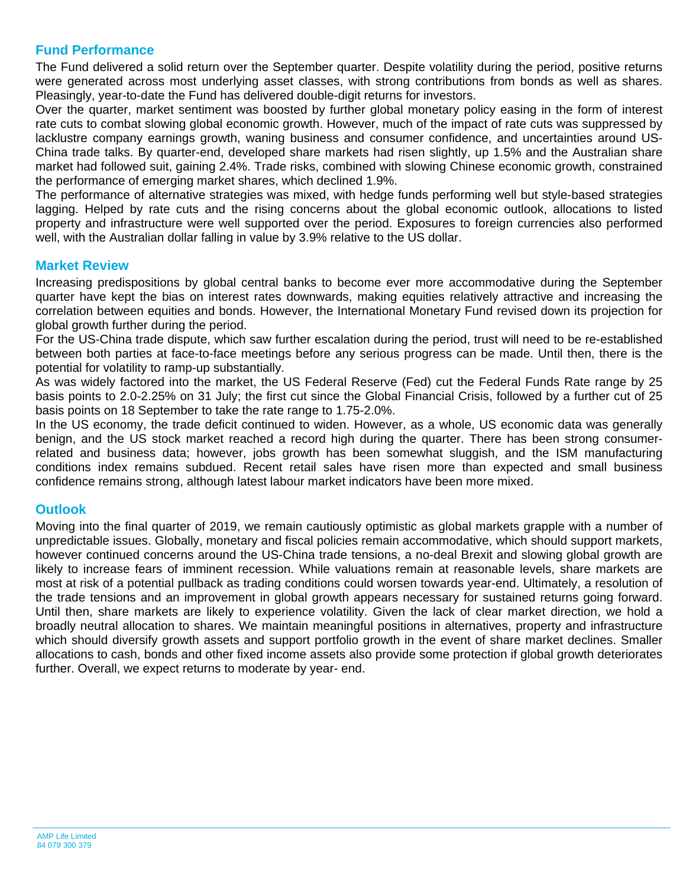## Fund Performance

The Fund delivered a solid return over the September quarter. Despite volatility during the period, positive returns were generated across most underlying asset classes, with strong contributions from bonds as well as shares. Pleasingly, year-to-date the Fund has delivered double-digit returns for investors.

Over the quarter, market sentiment was boosted by further global monetary policy easing in the form of interest rate cuts to combat slowing global economic growth. However, much of the impact of rate cuts was suppressed by lacklustre company earnings growth, waning business and consumer confidence, and uncertainties around US-China trade talks. By quarter-end, developed share markets had risen slightly, up 1.5% and the Australian share market had followed suit, gaining 2.4%. Trade risks, combined with slowing Chinese economic growth, constrained the performance of emerging market shares, which declined 1.9%.

The performance of alternative strategies was mixed, with hedge funds performing well but style-based strategies lagging. Helped by rate cuts and the rising concerns about the global economic outlook, allocations to listed property and infrastructure were well supported over the period. Exposures to foreign currencies also performed well, with the Australian dollar falling in value by 3.9% relative to the US dollar.

## Market Review

Increasing predispositions by global central banks to become ever more accommodative during the September quarter have kept the bias on interest rates downwards, making equities relatively attractive and increasing the correlation between equities and bonds. However, the International Monetary Fund revised down its projection for global growth further during the period.

For the US-China trade dispute, which saw further escalation during the period, trust will need to be re-established between both parties at face-to-face meetings before any serious progress can be made. Until then, there is the potential for volatility to ramp-up substantially.

As was widely factored into the market, the US Federal Reserve (Fed) cut the Federal Funds Rate range by 25 basis points to 2.0-2.25% on 31 July; the first cut since the Global Financial Crisis, followed by a further cut of 25 basis points on 18 September to take the rate range to 1.75-2.0%.

In the US economy, the trade deficit continued to widen. However, as a whole, US economic data was generally benign, and the US stock market reached a record high during the quarter. There has been strong consumer-related and business data; however, jobs growth has been somewhat sluggish, and the ISM manufacturing conditions index remains subdued. Recent retail sales have risen more than expected and small business confidence remains strong, although latest labour market indicators have been more mixed.

## Outlook

Moving into the final quarter of 2019, we remain cautiously optimistic as global markets grapple with a number of unpredictable issues. Globally, monetary and fiscal policies remain accommodative, which should support markets, however continued concerns around the US-China trade tensions, a no-deal Brexit and slowing global growth are likely to increase fears of imminent recession. While valuations remain at reasonable levels, share markets are most at risk of a potential pullback as trading conditions could worsen towards year-end. Ultimately, a resolution of the trade tensions and an improvement in global growth appears necessary for sustained returns going forward. Until then, share markets are likely to experience volatility. Given the lack of clear market direction, we hold a broadly neutral allocation to shares. We maintain meaningful positions in alternatives, property and infrastructure which should diversify growth assets and support portfolio growth in the event of share market declines. Smaller allocations to cash, bonds and other fixed income assets also provide some protection if global growth deteriorates further. Overall, we expect returns to moderate by year- end.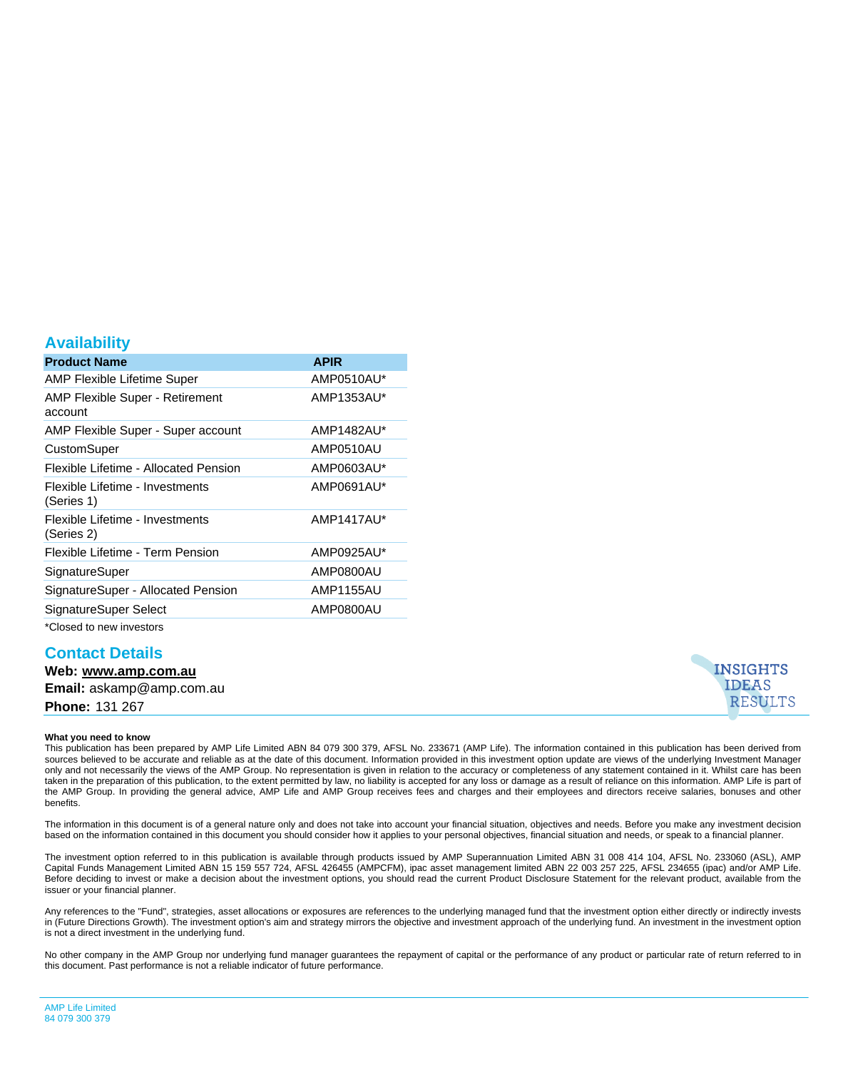## Availability

| Product Name | APIR |
|---|---|
| AMP Flexible Lifetime Super | AMP0510AU* |
| AMP Flexible Super - Retirement account | AMP1353AU* |
| AMP Flexible Super - Super account | AMP1482AU* |
| CustomSuper | AMP0510AU |
| Flexible Lifetime - Allocated Pension | AMP0603AU* |
| Flexible Lifetime - Investments (Series 1) | AMP0691AU* |
| Flexible Lifetime - Investments (Series 2) | AMP1417AU* |
| Flexible Lifetime - Term Pension | AMP0925AU* |
| SignatureSuper | AMP0800AU |
| SignatureSuper - Allocated Pension | AMP1155AU |
| SignatureSuper Select | AMP0800AU |

*Closed to new investors

## Contact Details

**Web:** **www.amp.com.au**
**Email:** askamp@amp.com.au
**Phone:** 131 267

INSIGHTS
IDEAS
RESULTS

**What you need to know**

This publication has been prepared by AMP Life Limited ABN 84 079 300 379, AFSL No. 233671 (AMP Life). The information contained in this publication has been derived from sources believed to be accurate and reliable as at the date of this document. Information provided in this investment option update are views of the underlying Investment Manager only and not necessarily the views of the AMP Group. No representation is given in relation to the accuracy or completeness of any statement contained in it. Whilst care has been taken in the preparation of this publication, to the extent permitted by law, no liability is accepted for any loss or damage as a result of reliance on this information. AMP Life is part of the AMP Group. In providing the general advice, AMP Life and AMP Group receives fees and charges and their employees and directors receive salaries, bonuses and other benefits.

The information in this document is of a general nature only and does not take into account your financial situation, objectives and needs. Before you make any investment decision based on the information contained in this document you should consider how it applies to your personal objectives, financial situation and needs, or speak to a financial planner.

The investment option referred to in this publication is available through products issued by AMP Superannuation Limited ABN 31 008 414 104, AFSL No. 233060 (ASL), AMP Capital Funds Management Limited ABN 15 159 557 724, AFSL 426455 (AMPCFM), ipac asset management limited ABN 22 003 257 225, AFSL 234655 (ipac) and/or AMP Life. Before deciding to invest or make a decision about the investment options, you should read the current Product Disclosure Statement for the relevant product, available from the issuer or your financial planner.

Any references to the "Fund", strategies, asset allocations or exposures are references to the underlying managed fund that the investment option either directly or indirectly invests in (Future Directions Growth). The investment option's aim and strategy mirrors the objective and investment approach of the underlying fund. An investment in the investment option is not a direct investment in the underlying fund.

No other company in the AMP Group nor underlying fund manager guarantees the repayment of capital or the performance of any product or particular rate of return referred to in this document. Past performance is not a reliable indicator of future performance.

AMP Life Limited
84 079 300 379